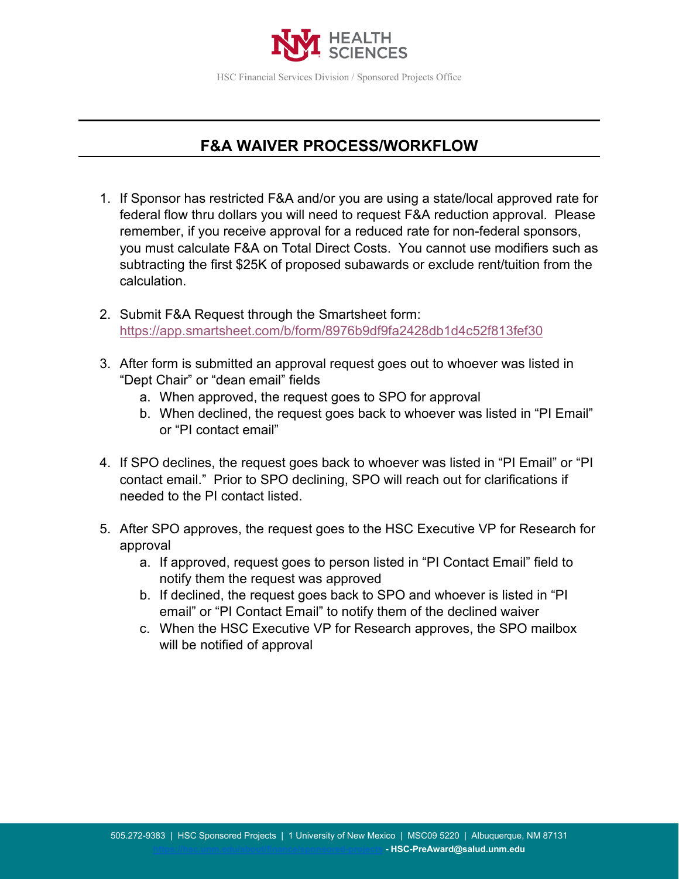HSC Financial Services Division / Sponsored Projects Office

# F&A WAIVER PROCESS/WORKFLOW

1. If Sponsor has restricted F&A and/or you are using a state/local approved rate for federal flow thru dollars you will need to request F&A reduction approval. Please remember, if you receive approval for a reduced rate for non-federal sponsors, you must calculate F&A on Total Direct Costs. You cannot use modifiers such as subtracting the first $25K of proposed subawards or exclude rent/tuition from the calculation.

2. Submit F&A Request through the Smartsheet form: https://app.smartsheet.com/b/form/8976b9df9fa2428db1d4c52f813fef30

3. After form is submitted an approval request goes out to whoever was listed in "Dept Chair" or "dean email" fields
   a. When approved, the request goes to SPO for approval
   b. When declined, the request goes back to whoever was listed in "PI Email" or "PI contact email"

4. If SPO declines, the request goes back to whoever was listed in "PI Email" or "PI contact email." Prior to SPO declining, SPO will reach out for clarifications if needed to the PI contact listed.

5. After SPO approves, the request goes to the HSC Executive VP for Research for approval
   a. If approved, request goes to person listed in "PI Contact Email" field to notify them the request was approved
   b. If declined, the request goes back to SPO and whoever is listed in "PI email" or "PI Contact Email" to notify them of the declined waiver
   c. When the HSC Executive VP for Research approves, the SPO mailbox will be notified of approval

505.272-9383 | HSC Sponsored Projects | 1 University of New Mexico | MSC09 5220 | Albuquerque, NM 87131
https://hsc.unm.edu/about/financial-services/sponsored-projects - HSC-PreAward@salud.unm.edu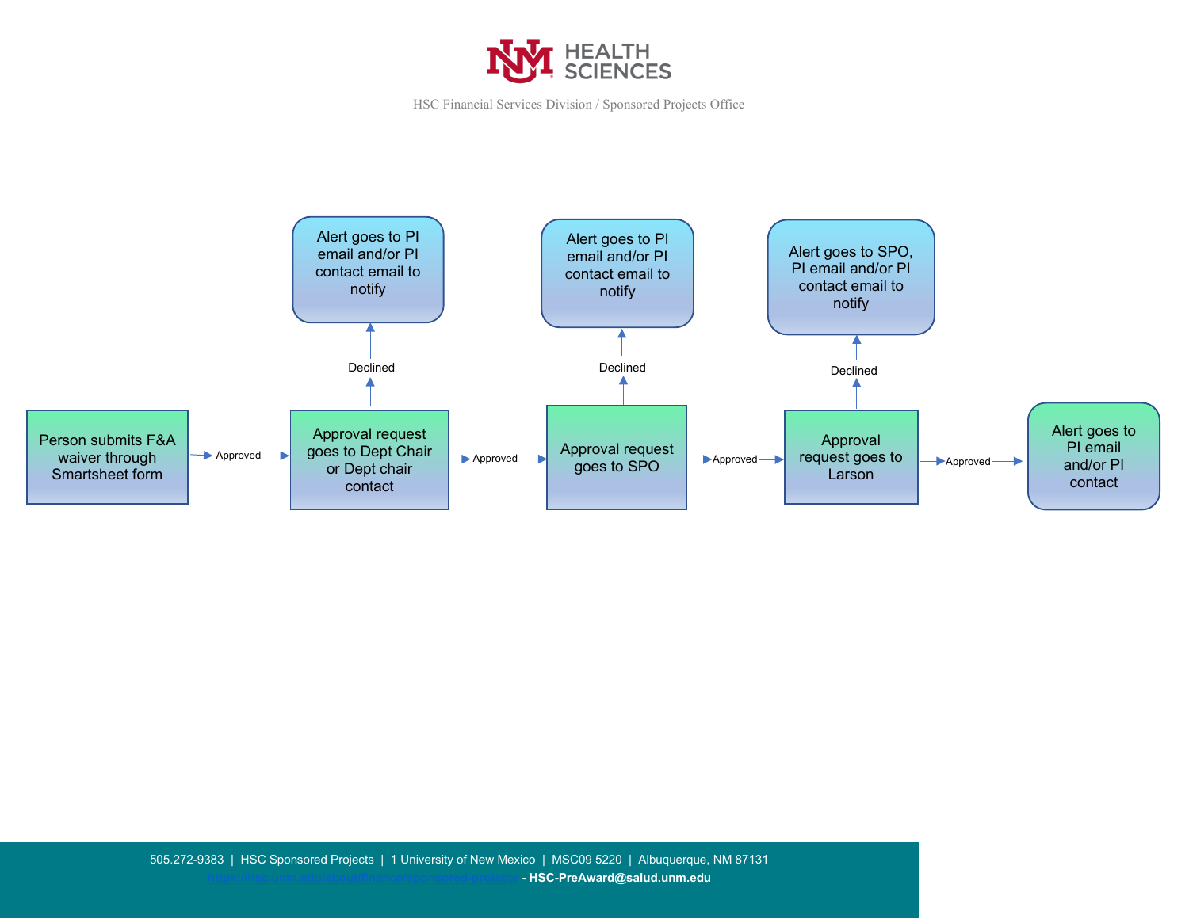HEALTH SCIENCES

HSC Financial Services Division / Sponsored Projects Office

Person submits F&A waiver through Smartsheet form

Approved

Approval request goes to Dept Chair or Dept chair contact

Declined

Alert goes to PI email and/or PI contact email to notify

Approved

Approval request goes to SPO

Declined

Alert goes to PI email and/or PI contact email to notify

Approved

Approval request goes to Larson

Declined

Alert goes to SPO, PI email and/or PI contact email to notify

Approved

Alert goes to PI email and/or PI contact

505.272-9383 | HSC Sponsored Projects | 1 University of New Mexico | MSC09 5220 | Albuquerque, NM 87131

https://hsc.unm.edu/about/financial/sponsored-projects - **HSC-PreAward@salud.unm.edu**